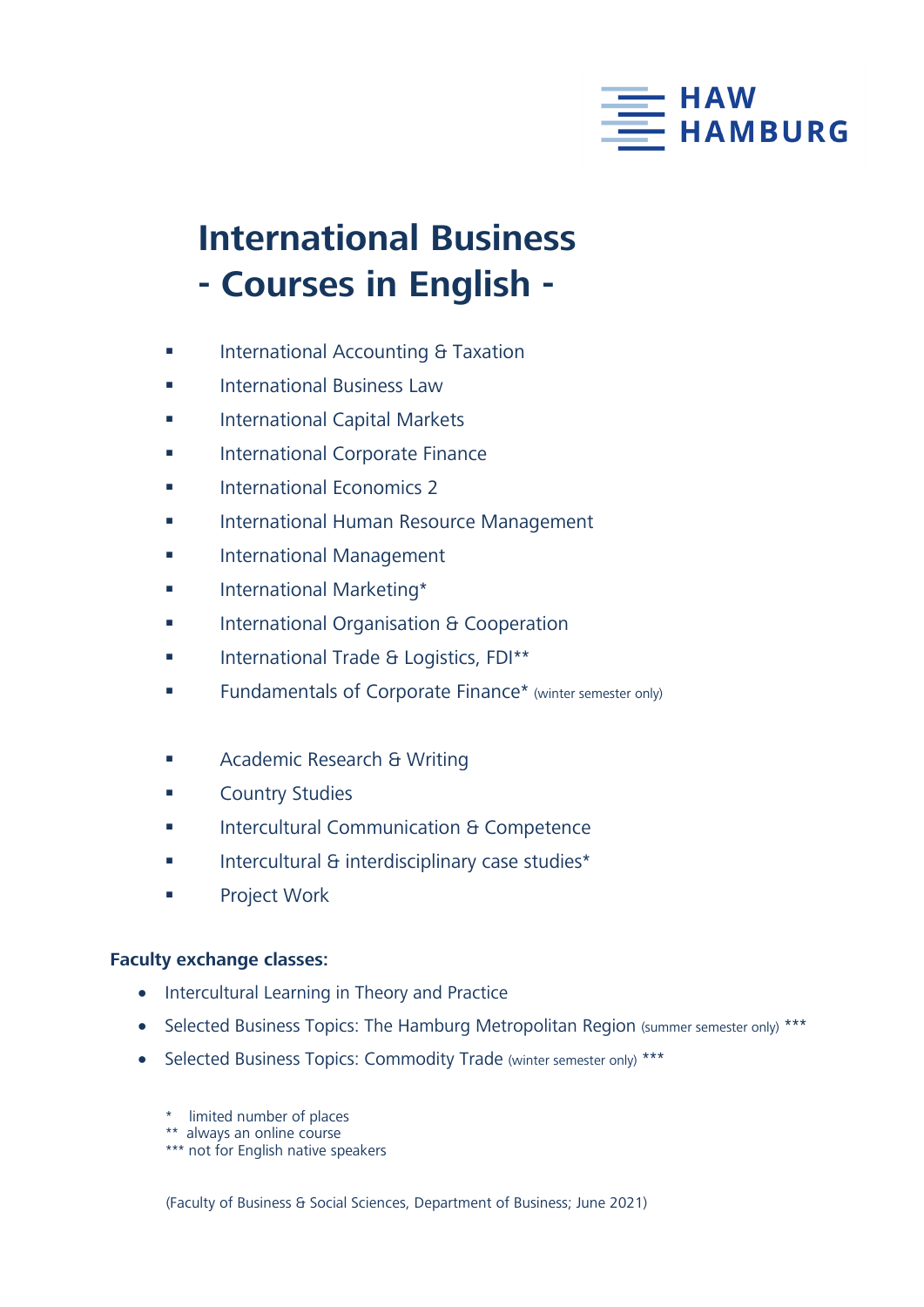HAW HAMBURG

# International Business
# - Courses in English -

- International Accounting & Taxation
- International Business Law
- International Capital Markets
- International Corporate Finance
- International Economics 2
- International Human Resource Management
- International Management
- International Marketing*
- International Organisation & Cooperation
- International Trade & Logistics, FDI**
- Fundamentals of Corporate Finance* (winter semester only)

- Academic Research & Writing
- Country Studies
- Intercultural Communication & Competence
- Intercultural & interdisciplinary case studies*
- Project Work

**Faculty exchange classes:**

- Intercultural Learning in Theory and Practice
- Selected Business Topics: The Hamburg Metropolitan Region (summer semester only) ***
- Selected Business Topics: Commodity Trade (winter semester only) ***

\* limited number of places
\** always an online course
\*** not for English native speakers

(Faculty of Business & Social Sciences, Department of Business; June 2021)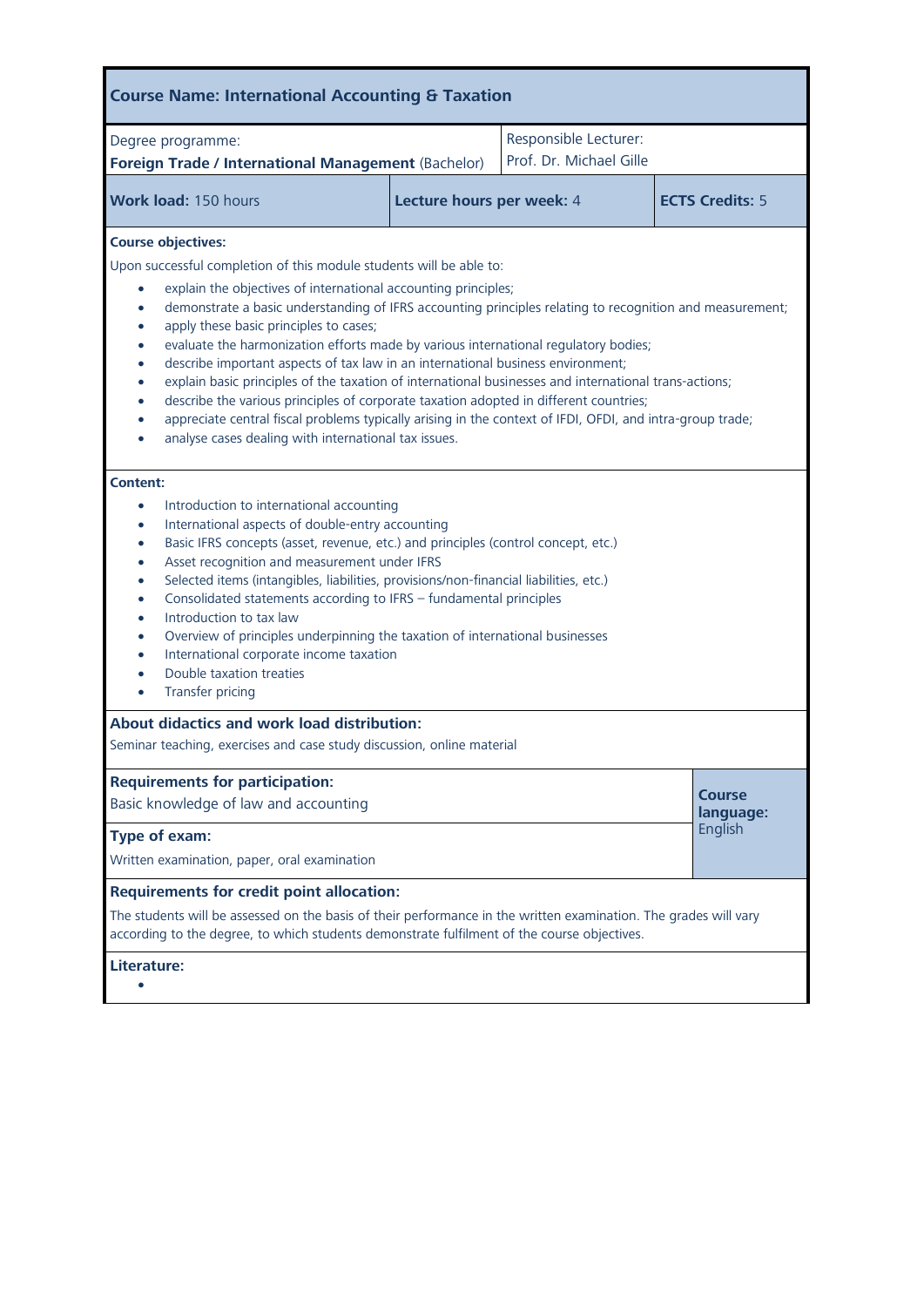## Course Name: International Accounting & Taxation

| Degree programme: **Foreign Trade / International Management** (Bachelor) | Responsible Lecturer: Prof. Dr. Michael Gille |
|---|---|

| **Work load:** 150 hours | **Lecture hours per week:** 4 | **ECTS Credits:** 5 |
|---|---|---|

**Course objectives:**

Upon successful completion of this module students will be able to:

- explain the objectives of international accounting principles;
- demonstrate a basic understanding of IFRS accounting principles relating to recognition and measurement;
- apply these basic principles to cases;
- evaluate the harmonization efforts made by various international regulatory bodies;
- describe important aspects of tax law in an international business environment;
- explain basic principles of the taxation of international businesses and international trans-actions;
- describe the various principles of corporate taxation adopted in different countries;
- appreciate central fiscal problems typically arising in the context of IFDI, OFDI, and intra-group trade;
- analyse cases dealing with international tax issues.

**Content:**

- Introduction to international accounting
- International aspects of double-entry accounting
- Basic IFRS concepts (asset, revenue, etc.) and principles (control concept, etc.)
- Asset recognition and measurement under IFRS
- Selected items (intangibles, liabilities, provisions/non-financial liabilities, etc.)
- Consolidated statements according to IFRS – fundamental principles
- Introduction to tax law
- Overview of principles underpinning the taxation of international businesses
- International corporate income taxation
- Double taxation treaties
- Transfer pricing

**About didactics and work load distribution:**

Seminar teaching, exercises and case study discussion, online material

**Requirements for participation:**

Basic knowledge of law and accounting

**Type of exam:**

Written examination, paper, oral examination

**Course language:** English

**Requirements for credit point allocation:**

The students will be assessed on the basis of their performance in the written examination. The grades will vary according to the degree, to which students demonstrate fulfilment of the course objectives.

**Literature:**

-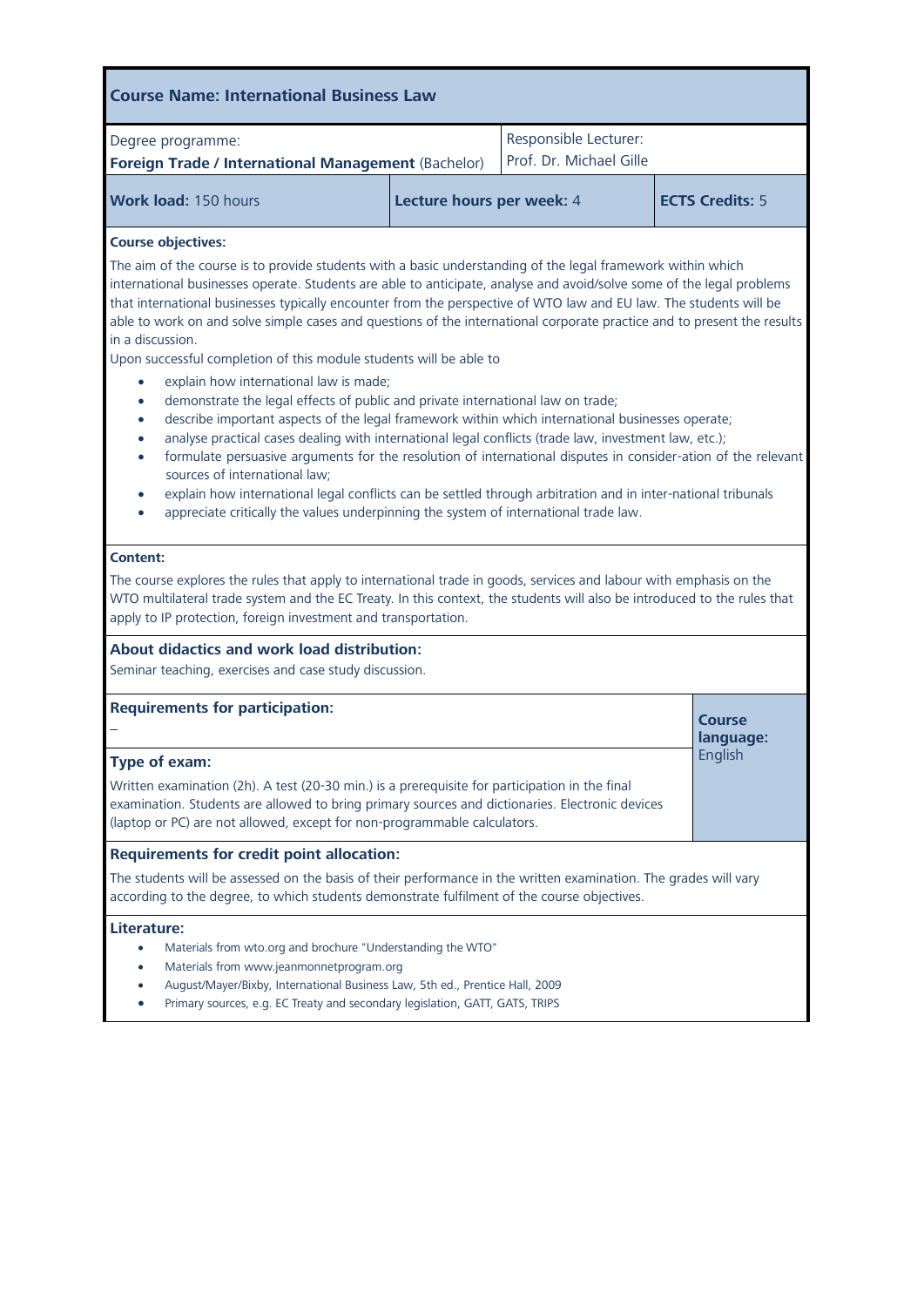## Course Name: International Business Law

| Degree programme: **Foreign Trade / International Management** (Bachelor) | Responsible Lecturer: Prof. Dr. Michael Gille | |
|---|---|---|
| **Work load:** 150 hours | **Lecture hours per week:** 4 | **ECTS Credits:** 5 |

**Course objectives:**

The aim of the course is to provide students with a basic understanding of the legal framework within which international businesses operate. Students are able to anticipate, analyse and avoid/solve some of the legal problems that international businesses typically encounter from the perspective of WTO law and EU law. The students will be able to work on and solve simple cases and questions of the international corporate practice and to present the results in a discussion.

Upon successful completion of this module students will be able to

- explain how international law is made;
- demonstrate the legal effects of public and private international law on trade;
- describe important aspects of the legal framework within which international businesses operate;
- analyse practical cases dealing with international legal conflicts (trade law, investment law, etc.);
- formulate persuasive arguments for the resolution of international disputes in consider-ation of the relevant sources of international law;
- explain how international legal conflicts can be settled through arbitration and in inter-national tribunals
- appreciate critically the values underpinning the system of international trade law.

**Content:**

The course explores the rules that apply to international trade in goods, services and labour with emphasis on the WTO multilateral trade system and the EC Treaty. In this context, the students will also be introduced to the rules that apply to IP protection, foreign investment and transportation.

**About didactics and work load distribution:**

Seminar teaching, exercises and case study discussion.

**Requirements for participation:**

–

**Type of exam:**

Written examination (2h). A test (20-30 min.) is a prerequisite for participation in the final examination. Students are allowed to bring primary sources and dictionaries. Electronic devices (laptop or PC) are not allowed, except for non-programmable calculators.

**Course language:** English

**Requirements for credit point allocation:**

The students will be assessed on the basis of their performance in the written examination. The grades will vary according to the degree, to which students demonstrate fulfilment of the course objectives.

**Literature:**

- Materials from wto.org and brochure "Understanding the WTO"
- Materials from www.jeanmonnetprogram.org
- August/Mayer/Bixby, International Business Law, 5th ed., Prentice Hall, 2009
- Primary sources, e.g. EC Treaty and secondary legislation, GATT, GATS, TRIPS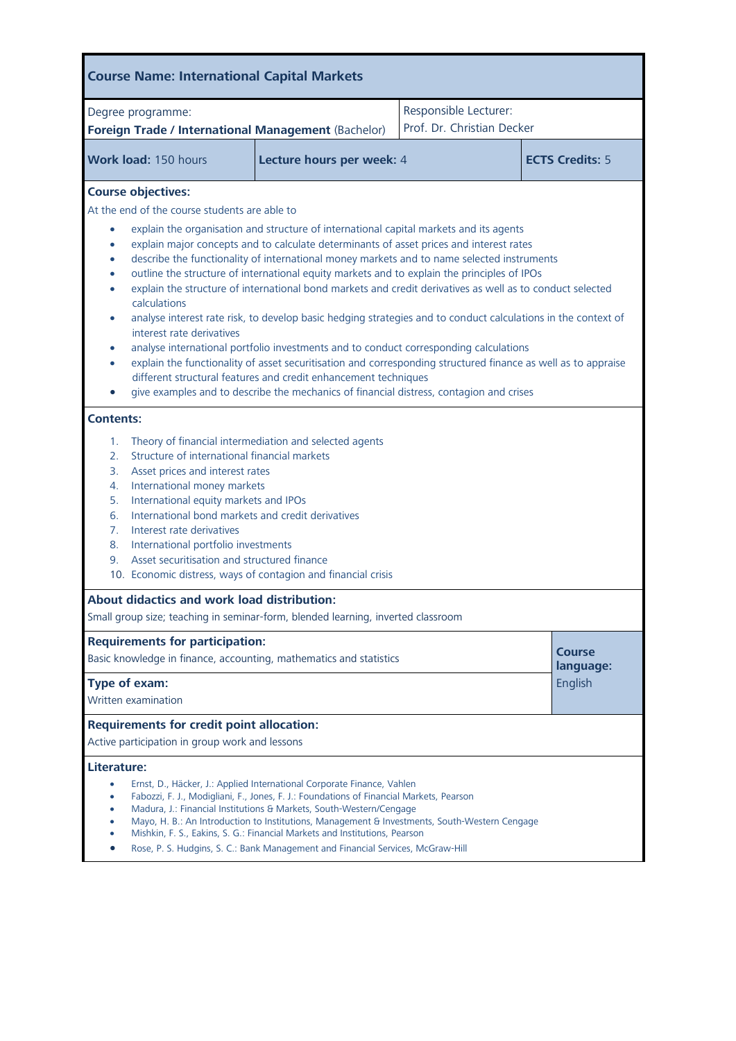## Course Name: International Capital Markets

| Degree programme: **Foreign Trade / International Management** (Bachelor) | Responsible Lecturer: Prof. Dr. Christian Decker |
|---|---|

| **Work load:** 150 hours | **Lecture hours per week:** 4 | **ECTS Credits:** 5 |
|---|---|---|

**Course objectives:**

At the end of the course students are able to

- explain the organisation and structure of international capital markets and its agents
- explain major concepts and to calculate determinants of asset prices and interest rates
- describe the functionality of international money markets and to name selected instruments
- outline the structure of international equity markets and to explain the principles of IPOs
- explain the structure of international bond markets and credit derivatives as well as to conduct selected calculations
- analyse interest rate risk, to develop basic hedging strategies and to conduct calculations in the context of interest rate derivatives
- analyse international portfolio investments and to conduct corresponding calculations
- explain the functionality of asset securitisation and corresponding structured finance as well as to appraise different structural features and credit enhancement techniques
- give examples and to describe the mechanics of financial distress, contagion and crises

**Contents:**

1. Theory of financial intermediation and selected agents
2. Structure of international financial markets
3. Asset prices and interest rates
4. International money markets
5. International equity markets and IPOs
6. International bond markets and credit derivatives
7. Interest rate derivatives
8. International portfolio investments
9. Asset securitisation and structured finance
10. Economic distress, ways of contagion and financial crisis

**About didactics and work load distribution:**

Small group size; teaching in seminar-form, blended learning, inverted classroom

**Requirements for participation:**

Basic knowledge in finance, accounting, mathematics and statistics

**Type of exam:**

Written examination

**Course language:** English

**Requirements for credit point allocation:**

Active participation in group work and lessons

**Literature:**

- Ernst, D., Häcker, J.: Applied International Corporate Finance, Vahlen
- Fabozzi, F. J., Modigliani, F., Jones, F. J.: Foundations of Financial Markets, Pearson
- Madura, J.: Financial Institutions & Markets, South-Western/Cengage
- Mayo, H. B.: An Introduction to Institutions, Management & Investments, South-Western Cengage
- Mishkin, F. S., Eakins, S. G.: Financial Markets and Institutions, Pearson
- Rose, P. S. Hudgins, S. C.: Bank Management and Financial Services, McGraw-Hill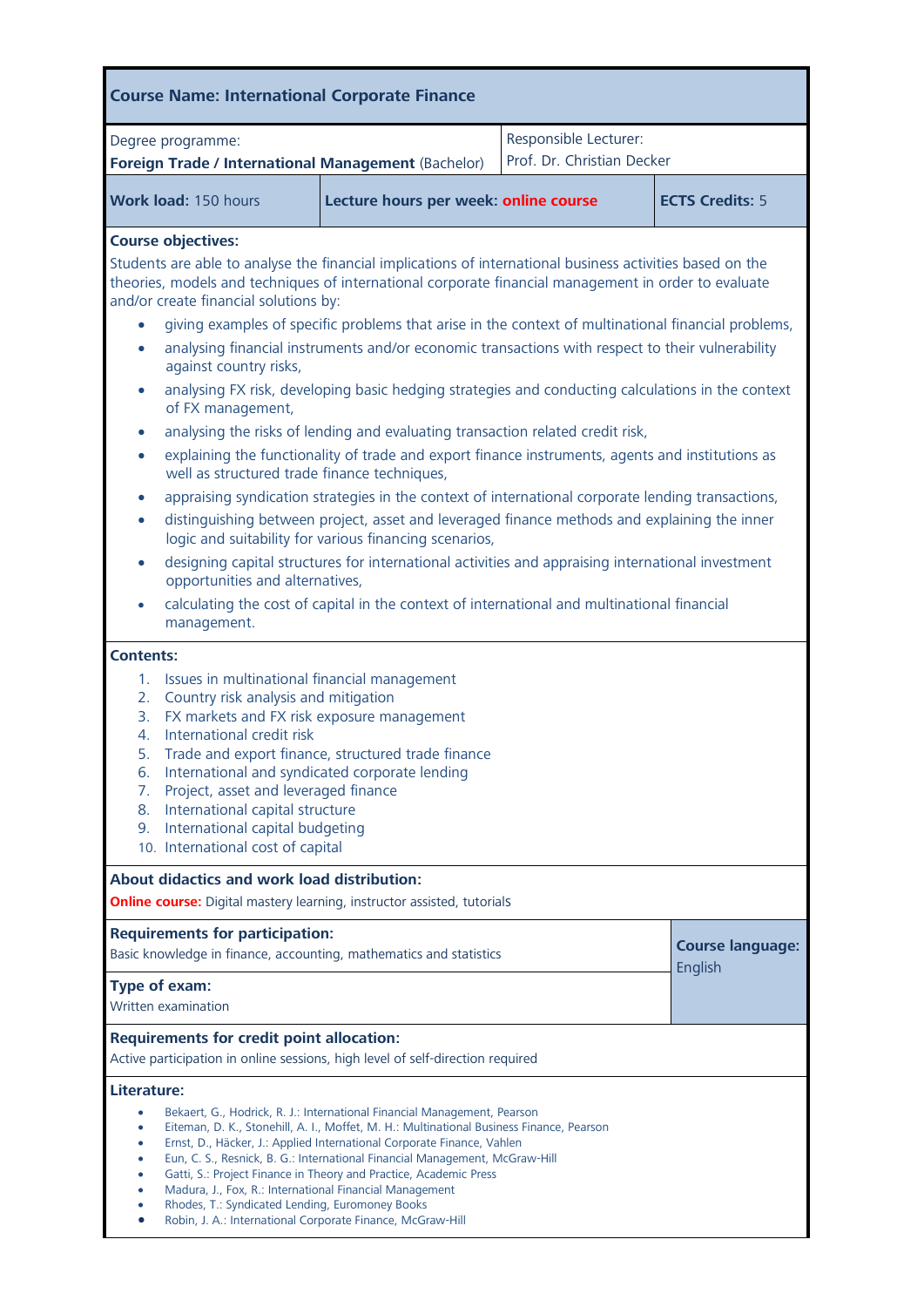## Course Name: International Corporate Finance

| Degree programme: **Foreign Trade / International Management** (Bachelor) | | Responsible Lecturer: Prof. Dr. Christian Decker |
|---|---|---|
| **Work load:** 150 hours | **Lecture hours per week:** **online course** | **ECTS Credits:** 5 |

**Course objectives:**

Students are able to analyse the financial implications of international business activities based on the theories, models and techniques of international corporate financial management in order to evaluate and/or create financial solutions by:

- giving examples of specific problems that arise in the context of multinational financial problems,
- analysing financial instruments and/or economic transactions with respect to their vulnerability against country risks,
- analysing FX risk, developing basic hedging strategies and conducting calculations in the context of FX management,
- analysing the risks of lending and evaluating transaction related credit risk,
- explaining the functionality of trade and export finance instruments, agents and institutions as well as structured trade finance techniques,
- appraising syndication strategies in the context of international corporate lending transactions,
- distinguishing between project, asset and leveraged finance methods and explaining the inner logic and suitability for various financing scenarios,
- designing capital structures for international activities and appraising international investment opportunities and alternatives,
- calculating the cost of capital in the context of international and multinational financial management.

**Contents:**

1. Issues in multinational financial management
2. Country risk analysis and mitigation
3. FX markets and FX risk exposure management
4. International credit risk
5. Trade and export finance, structured trade finance
6. International and syndicated corporate lending
7. Project, asset and leveraged finance
8. International capital structure
9. International capital budgeting
10. International cost of capital

**About didactics and work load distribution:**

**Online course:** Digital mastery learning, instructor assisted, tutorials

**Requirements for participation:**

Basic knowledge in finance, accounting, mathematics and statistics

**Course language:** English

**Type of exam:**

Written examination

**Requirements for credit point allocation:**

Active participation in online sessions, high level of self-direction required

**Literature:**

- Bekaert, G., Hodrick, R. J.: International Financial Management, Pearson
- Eiteman, D. K., Stonehill, A. I., Moffet, M. H.: Multinational Business Finance, Pearson
- Ernst, D., Häcker, J.: Applied International Corporate Finance, Vahlen
- Eun, C. S., Resnick, B. G.: International Financial Management, McGraw-Hill
- Gatti, S.: Project Finance in Theory and Practice, Academic Press
- Madura, J., Fox, R.: International Financial Management
- Rhodes, T.: Syndicated Lending, Euromoney Books
- Robin, J. A.: International Corporate Finance, McGraw-Hill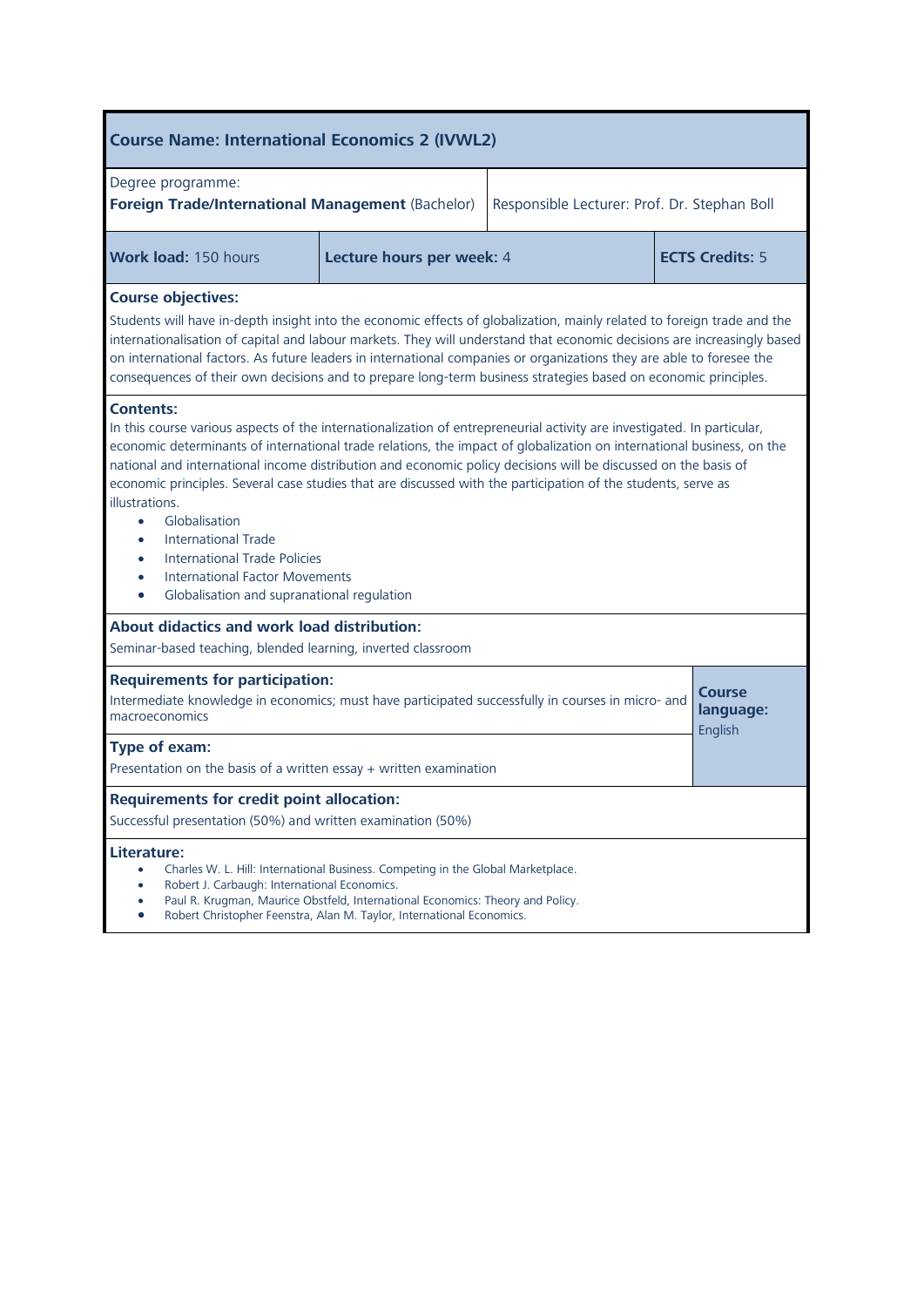## Course Name: International Economics 2 (IVWL2)

| Degree programme: **Foreign Trade/International Management** (Bachelor) | Responsible Lecturer: Prof. Dr. Stephan Boll | |
|---|---|---|
| **Work load:** 150 hours | **Lecture hours per week:** 4 | **ECTS Credits:** 5 |

**Course objectives:**

Students will have in-depth insight into the economic effects of globalization, mainly related to foreign trade and the internationalisation of capital and labour markets. They will understand that economic decisions are increasingly based on international factors. As future leaders in international companies or organizations they are able to foresee the consequences of their own decisions and to prepare long-term business strategies based on economic principles.

**Contents:**

In this course various aspects of the internationalization of entrepreneurial activity are investigated. In particular, economic determinants of international trade relations, the impact of globalization on international business, on the national and international income distribution and economic policy decisions will be discussed on the basis of economic principles. Several case studies that are discussed with the participation of the students, serve as illustrations.

- Globalisation
- International Trade
- International Trade Policies
- International Factor Movements
- Globalisation and supranational regulation

**About didactics and work load distribution:**

Seminar-based teaching, blended learning, inverted classroom

**Requirements for participation:**

Intermediate knowledge in economics; must have participated successfully in courses in micro- and macroeconomics

**Course language:** English

**Type of exam:**

Presentation on the basis of a written essay + written examination

**Requirements for credit point allocation:**

Successful presentation (50%) and written examination (50%)

**Literature:**

- Charles W. L. Hill: International Business. Competing in the Global Marketplace.
- Robert J. Carbaugh: International Economics.
- Paul R. Krugman, Maurice Obstfeld, International Economics: Theory and Policy.
- Robert Christopher Feenstra, Alan M. Taylor, International Economics.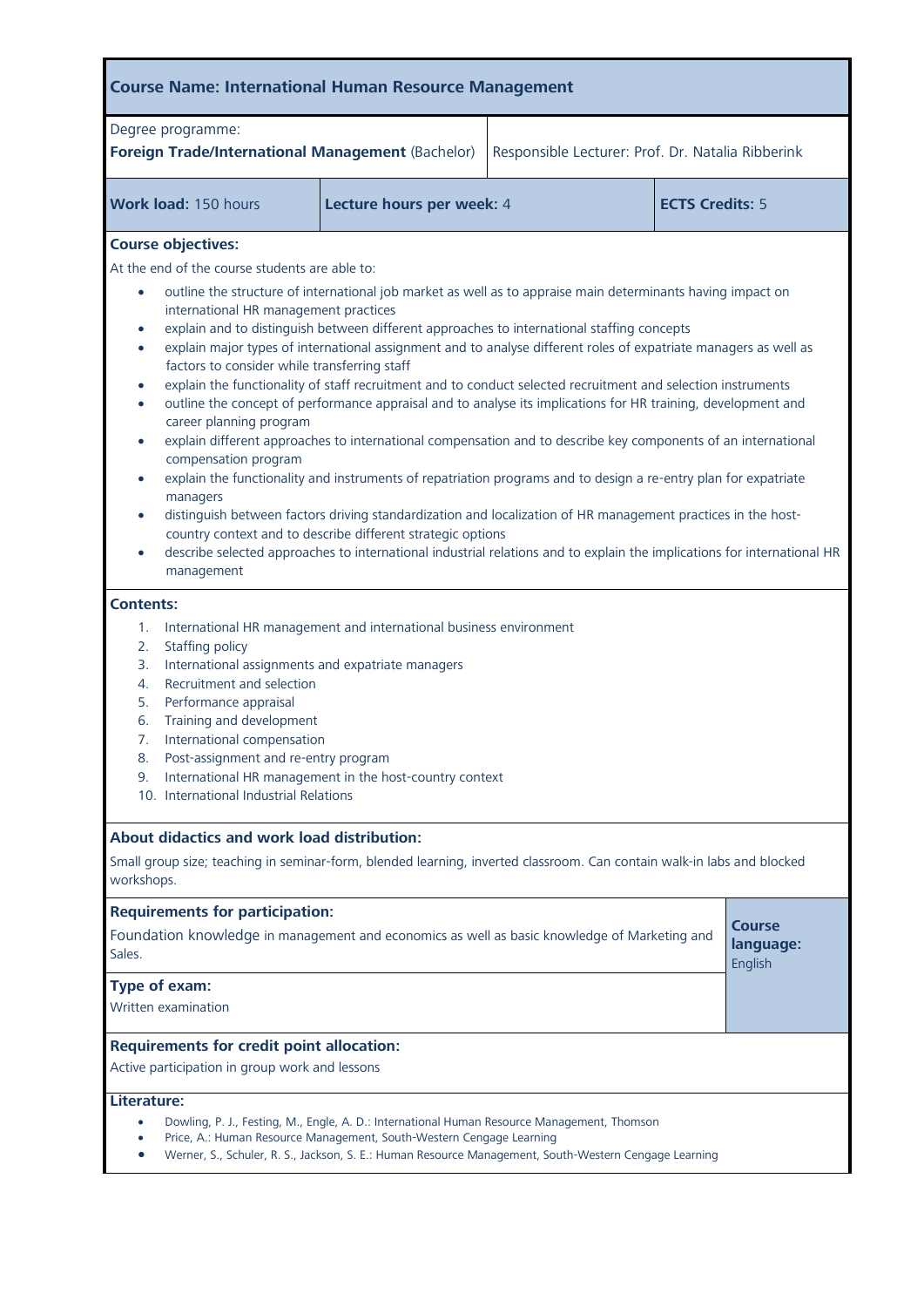## Course Name: International Human Resource Management

| Degree programme: **Foreign Trade/International Management** (Bachelor) | Responsible Lecturer: Prof. Dr. Natalia Ribberink | |
|---|---|---|
| **Work load:** 150 hours | **Lecture hours per week:** 4 | **ECTS Credits:** 5 |

**Course objectives:**

At the end of the course students are able to:

- outline the structure of international job market as well as to appraise main determinants having impact on international HR management practices
- explain and to distinguish between different approaches to international staffing concepts
- explain major types of international assignment and to analyse different roles of expatriate managers as well as factors to consider while transferring staff
- explain the functionality of staff recruitment and to conduct selected recruitment and selection instruments
- outline the concept of performance appraisal and to analyse its implications for HR training, development and career planning program
- explain different approaches to international compensation and to describe key components of an international compensation program
- explain the functionality and instruments of repatriation programs and to design a re-entry plan for expatriate managers
- distinguish between factors driving standardization and localization of HR management practices in the host-country context and to describe different strategic options
- describe selected approaches to international industrial relations and to explain the implications for international HR management

**Contents:**

1. International HR management and international business environment
2. Staffing policy
3. International assignments and expatriate managers
4. Recruitment and selection
5. Performance appraisal
6. Training and development
7. International compensation
8. Post-assignment and re-entry program
9. International HR management in the host-country context
10. International Industrial Relations

**About didactics and work load distribution:**

Small group size; teaching in seminar-form, blended learning, inverted classroom. Can contain walk-in labs and blocked workshops.

**Requirements for participation:**

Foundation knowledge in management and economics as well as basic knowledge of Marketing and Sales.

**Course language:** English

**Type of exam:**

Written examination

**Requirements for credit point allocation:**

Active participation in group work and lessons

**Literature:**

- Dowling, P. J., Festing, M., Engle, A. D.: International Human Resource Management, Thomson
- Price, A.: Human Resource Management, South-Western Cengage Learning
- Werner, S., Schuler, R. S., Jackson, S. E.: Human Resource Management, South-Western Cengage Learning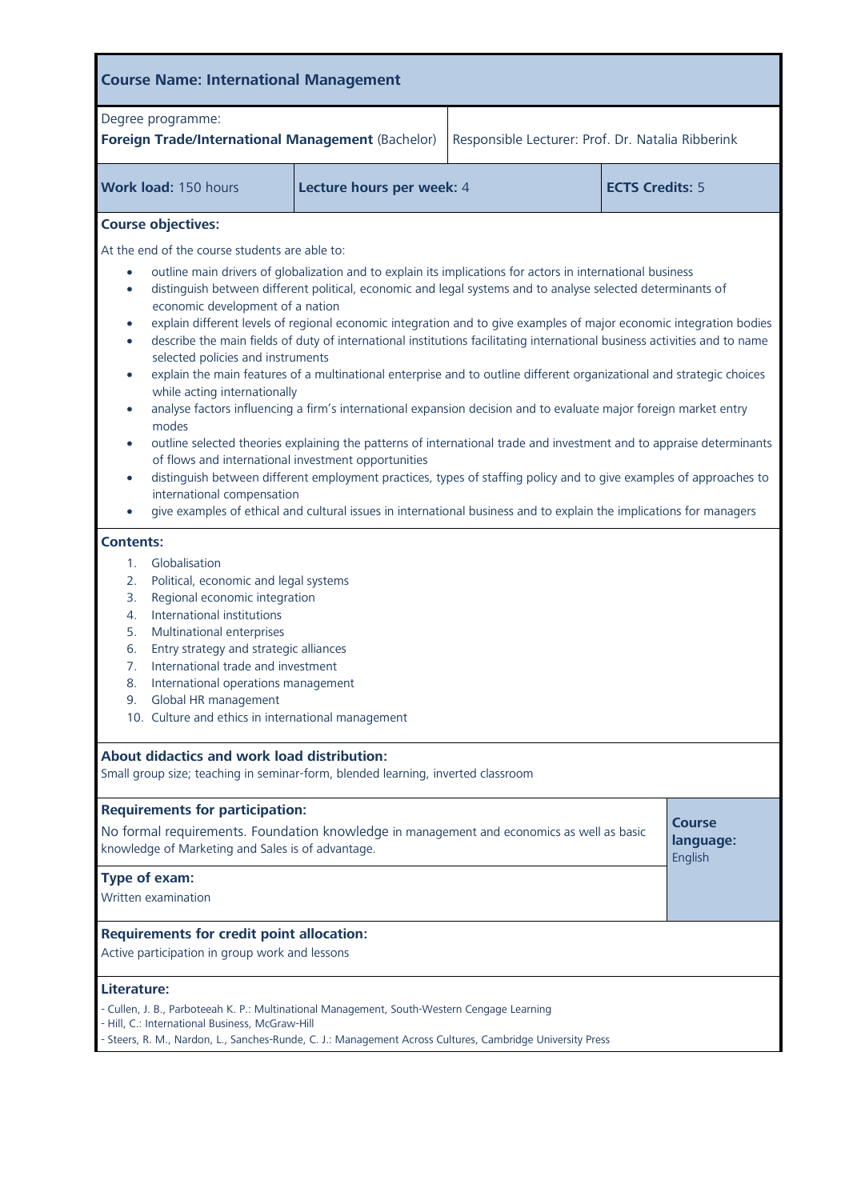## Course Name: International Management

| Degree programme: **Foreign Trade/International Management** (Bachelor) | Responsible Lecturer: Prof. Dr. Natalia Ribberink | |
|---|---|---|
| **Work load:** 150 hours | **Lecture hours per week:** 4 | **ECTS Credits:** 5 |

### Course objectives:

At the end of the course students are able to:

- outline main drivers of globalization and to explain its implications for actors in international business
- distinguish between different political, economic and legal systems and to analyse selected determinants of economic development of a nation
- explain different levels of regional economic integration and to give examples of major economic integration bodies
- describe the main fields of duty of international institutions facilitating international business activities and to name selected policies and instruments
- explain the main features of a multinational enterprise and to outline different organizational and strategic choices while acting internationally
- analyse factors influencing a firm's international expansion decision and to evaluate major foreign market entry modes
- outline selected theories explaining the patterns of international trade and investment and to appraise determinants of flows and international investment opportunities
- distinguish between different employment practices, types of staffing policy and to give examples of approaches to international compensation
- give examples of ethical and cultural issues in international business and to explain the implications for managers

### Contents:

1. Globalisation
2. Political, economic and legal systems
3. Regional economic integration
4. International institutions
5. Multinational enterprises
6. Entry strategy and strategic alliances
7. International trade and investment
8. International operations management
9. Global HR management
10. Culture and ethics in international management

### About didactics and work load distribution:

Small group size; teaching in seminar-form, blended learning, inverted classroom

### Requirements for participation:

No formal requirements. Foundation knowledge in management and economics as well as basic knowledge of Marketing and Sales is of advantage.

**Course language:** English

### Type of exam:

Written examination

### Requirements for credit point allocation:

Active participation in group work and lessons

### Literature:

- Cullen, J. B., Parboteeah K. P.: Multinational Management, South-Western Cengage Learning
- Hill, C.: International Business, McGraw-Hill
- Steers, R. M., Nardon, L., Sanches-Runde, C. J.: Management Across Cultures, Cambridge University Press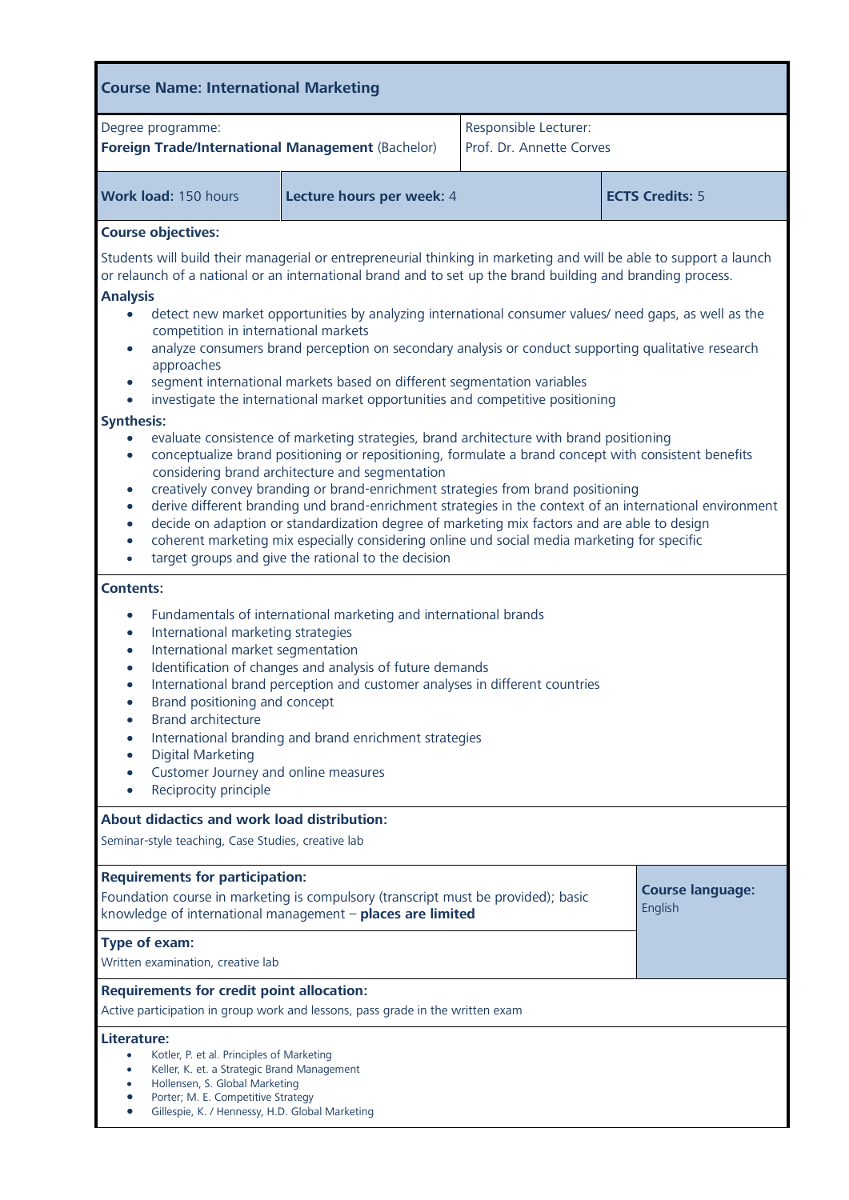## Course Name: International Marketing

| Degree programme: **Foreign Trade/International Management** (Bachelor) | Responsible Lecturer: Prof. Dr. Annette Corves |
|---|---|

| **Work load:** 150 hours | **Lecture hours per week:** 4 | **ECTS Credits:** 5 |
|---|---|---|

**Course objectives:**

Students will build their managerial or entrepreneurial thinking in marketing and will be able to support a launch or relaunch of a national or an international brand and to set up the brand building and branding process.

**Analysis**

- detect new market opportunities by analyzing international consumer values/ need gaps, as well as the competition in international markets
- analyze consumers brand perception on secondary analysis or conduct supporting qualitative research approaches
- segment international markets based on different segmentation variables
- investigate the international market opportunities and competitive positioning

**Synthesis:**

- evaluate consistence of marketing strategies, brand architecture with brand positioning
- conceptualize brand positioning or repositioning, formulate a brand concept with consistent benefits considering brand architecture and segmentation
- creatively convey branding or brand-enrichment strategies from brand positioning
- derive different branding und brand-enrichment strategies in the context of an international environment
- decide on adaption or standardization degree of marketing mix factors and are able to design
- coherent marketing mix especially considering online und social media marketing for specific
- target groups and give the rational to the decision

**Contents:**

- Fundamentals of international marketing and international brands
- International marketing strategies
- International market segmentation
- Identification of changes and analysis of future demands
- International brand perception and customer analyses in different countries
- Brand positioning and concept
- Brand architecture
- International branding and brand enrichment strategies
- Digital Marketing
- Customer Journey and online measures
- Reciprocity principle

**About didactics and work load distribution:**

Seminar-style teaching, Case Studies, creative lab

**Requirements for participation:**

Foundation course in marketing is compulsory (transcript must be provided); basic knowledge of international management – **places are limited**

**Course language:** English

**Type of exam:**

Written examination, creative lab

**Requirements for credit point allocation:**

Active participation in group work and lessons, pass grade in the written exam

**Literature:**

- Kotler, P. et al. Principles of Marketing
- Keller, K. et. a Strategic Brand Management
- Hollensen, S. Global Marketing
- Porter; M. E. Competitive Strategy
- Gillespie, K. / Hennessy, H.D. Global Marketing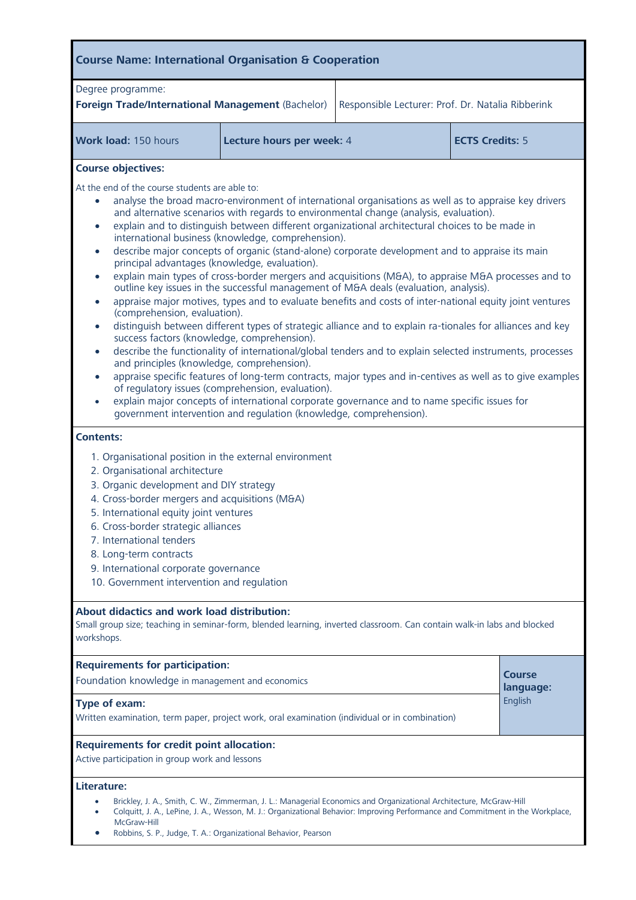## Course Name: International Organisation & Cooperation

| Degree programme: **Foreign Trade/International Management** (Bachelor) | Responsible Lecturer: Prof. Dr. Natalia Ribberink | |
|---|---|---|
| **Work load:** 150 hours | **Lecture hours per week:** 4 | **ECTS Credits:** 5 |

**Course objectives:**

At the end of the course students are able to:

- analyse the broad macro-environment of international organisations as well as to appraise key drivers and alternative scenarios with regards to environmental change (analysis, evaluation).
- explain and to distinguish between different organizational architectural choices to be made in international business (knowledge, comprehension).
- describe major concepts of organic (stand-alone) corporate development and to appraise its main principal advantages (knowledge, evaluation).
- explain main types of cross-border mergers and acquisitions (M&A), to appraise M&A processes and to outline key issues in the successful management of M&A deals (evaluation, analysis).
- appraise major motives, types and to evaluate benefits and costs of inter-national equity joint ventures (comprehension, evaluation).
- distinguish between different types of strategic alliance and to explain ra-tionales for alliances and key success factors (knowledge, comprehension).
- describe the functionality of international/global tenders and to explain selected instruments, processes and principles (knowledge, comprehension).
- appraise specific features of long-term contracts, major types and in-centives as well as to give examples of regulatory issues (comprehension, evaluation).
- explain major concepts of international corporate governance and to name specific issues for government intervention and regulation (knowledge, comprehension).

**Contents:**

1. Organisational position in the external environment
2. Organisational architecture
3. Organic development and DIY strategy
4. Cross-border mergers and acquisitions (M&A)
5. International equity joint ventures
6. Cross-border strategic alliances
7. International tenders
8. Long-term contracts
9. International corporate governance
10. Government intervention and regulation

**About didactics and work load distribution:**
Small group size; teaching in seminar-form, blended learning, inverted classroom. Can contain walk-in labs and blocked workshops.

**Requirements for participation:**
Foundation knowledge in management and economics

**Type of exam:**
Written examination, term paper, project work, oral examination (individual or in combination)

**Course language:**
English

**Requirements for credit point allocation:**
Active participation in group work and lessons

**Literature:**

- Brickley, J. A., Smith, C. W., Zimmerman, J. L.: Managerial Economics and Organizational Architecture, McGraw-Hill
- Colquitt, J. A., LePine, J. A., Wesson, M. J.: Organizational Behavior: Improving Performance and Commitment in the Workplace, McGraw-Hill
- Robbins, S. P., Judge, T. A.: Organizational Behavior, Pearson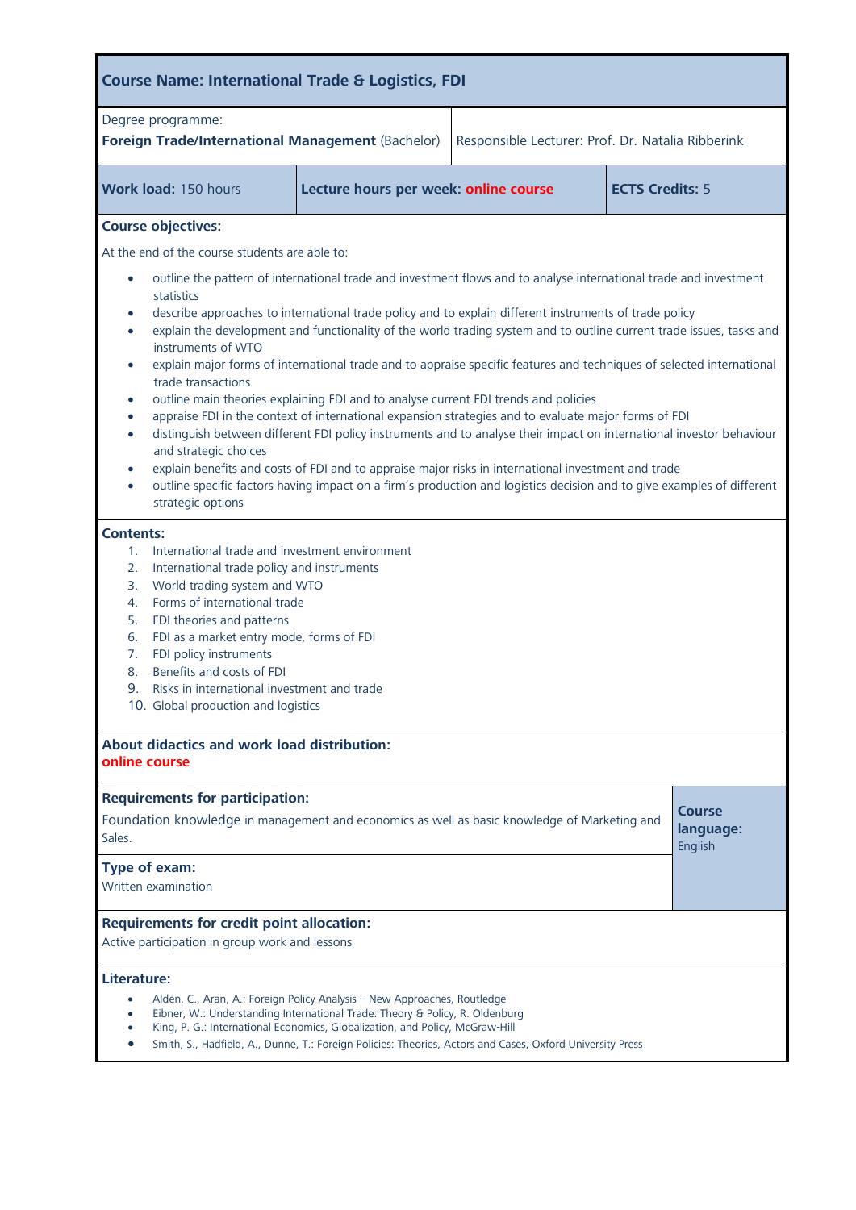## Course Name: International Trade & Logistics, FDI

| Degree programme: **Foreign Trade/International Management** (Bachelor) | Responsible Lecturer: Prof. Dr. Natalia Ribberink | |
|---|---|---|
| **Work load:** 150 hours | **Lecture hours per week:** online course | **ECTS Credits:** 5 |

**Course objectives:**

At the end of the course students are able to:

- outline the pattern of international trade and investment flows and to analyse international trade and investment statistics
- describe approaches to international trade policy and to explain different instruments of trade policy
- explain the development and functionality of the world trading system and to outline current trade issues, tasks and instruments of WTO
- explain major forms of international trade and to appraise specific features and techniques of selected international trade transactions
- outline main theories explaining FDI and to analyse current FDI trends and policies
- appraise FDI in the context of international expansion strategies and to evaluate major forms of FDI
- distinguish between different FDI policy instruments and to analyse their impact on international investor behaviour and strategic choices
- explain benefits and costs of FDI and to appraise major risks in international investment and trade
- outline specific factors having impact on a firm's production and logistics decision and to give examples of different strategic options

**Contents:**

1. International trade and investment environment
2. International trade policy and instruments
3. World trading system and WTO
4. Forms of international trade
5. FDI theories and patterns
6. FDI as a market entry mode, forms of FDI
7. FDI policy instruments
8. Benefits and costs of FDI
9. Risks in international investment and trade
10. Global production and logistics

**About didactics and work load distribution:**
online course

**Requirements for participation:**
Foundation knowledge in management and economics as well as basic knowledge of Marketing and Sales.

**Course language:** English

**Type of exam:**
Written examination

**Requirements for credit point allocation:**
Active participation in group work and lessons

**Literature:**

- Alden, C., Aran, A.: Foreign Policy Analysis – New Approaches, Routledge
- Eibner, W.: Understanding International Trade: Theory & Policy, R. Oldenburg
- King, P. G.: International Economics, Globalization, and Policy, McGraw-Hill
- Smith, S., Hadfield, A., Dunne, T.: Foreign Policies: Theories, Actors and Cases, Oxford University Press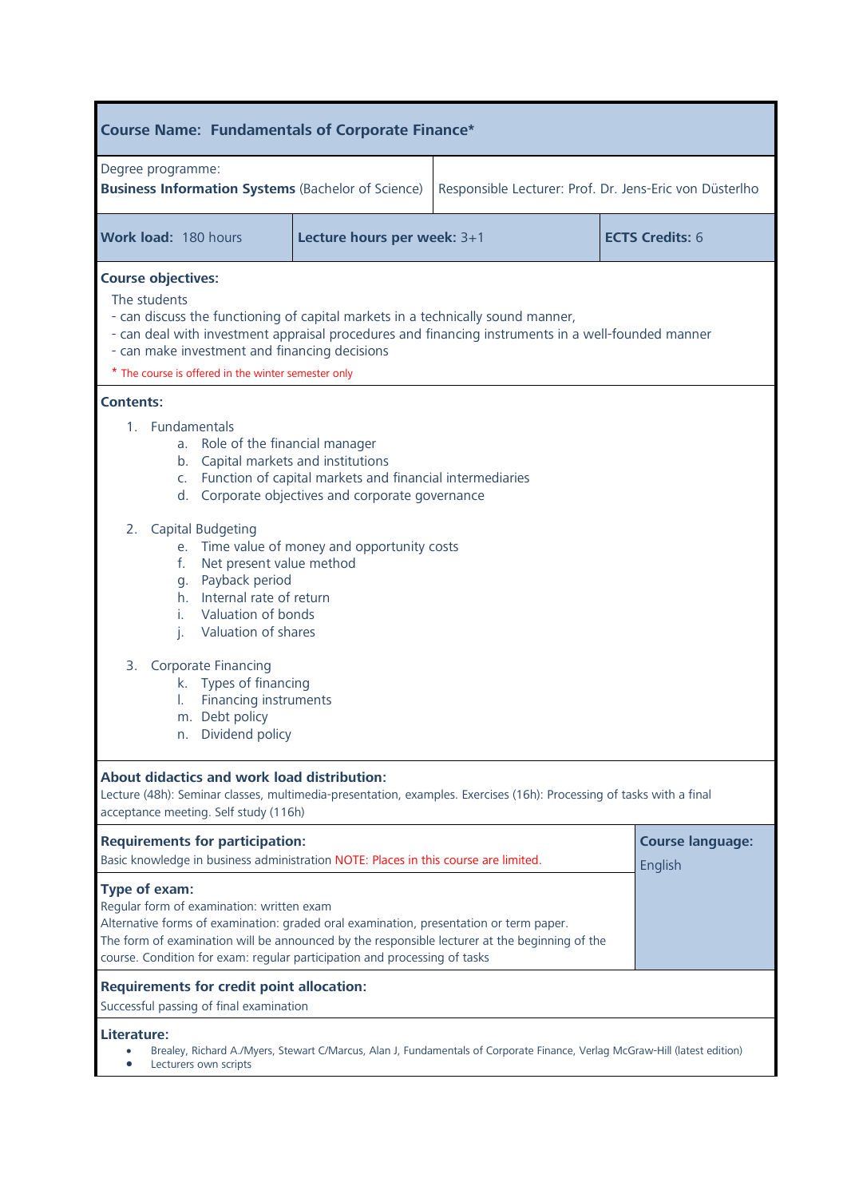## Course Name: Fundamentals of Corporate Finance*

| Degree programme: **Business Information Systems** (Bachelor of Science) | Responsible Lecturer: Prof. Dr. Jens-Eric von Düsterlho |
|---|---|

| **Work load:** 180 hours | **Lecture hours per week:** 3+1 | **ECTS Credits:** 6 |
|---|---|---|

**Course objectives:**

The students
- can discuss the functioning of capital markets in a technically sound manner,
- can deal with investment appraisal procedures and financing instruments in a well-founded manner
- can make investment and financing decisions

\* The course is offered in the winter semester only

**Contents:**

1. Fundamentals
   a. Role of the financial manager
   b. Capital markets and institutions
   c. Function of capital markets and financial intermediaries
   d. Corporate objectives and corporate governance

2. Capital Budgeting
   e. Time value of money and opportunity costs
   f. Net present value method
   g. Payback period
   h. Internal rate of return
   i. Valuation of bonds
   j. Valuation of shares

3. Corporate Financing
   k. Types of financing
   l. Financing instruments
   m. Debt policy
   n. Dividend policy

**About didactics and work load distribution:**
Lecture (48h): Seminar classes, multimedia-presentation, examples. Exercises (16h): Processing of tasks with a final acceptance meeting. Self study (116h)

**Requirements for participation:**
Basic knowledge in business administration NOTE: Places in this course are limited.

**Course language:** English

**Type of exam:**
Regular form of examination: written exam
Alternative forms of examination: graded oral examination, presentation or term paper.
The form of examination will be announced by the responsible lecturer at the beginning of the course. Condition for exam: regular participation and processing of tasks

**Requirements for credit point allocation:**
Successful passing of final examination

**Literature:**
- Brealey, Richard A./Myers, Stewart C/Marcus, Alan J, Fundamentals of Corporate Finance, Verlag McGraw-Hill (latest edition)
- Lecturers own scripts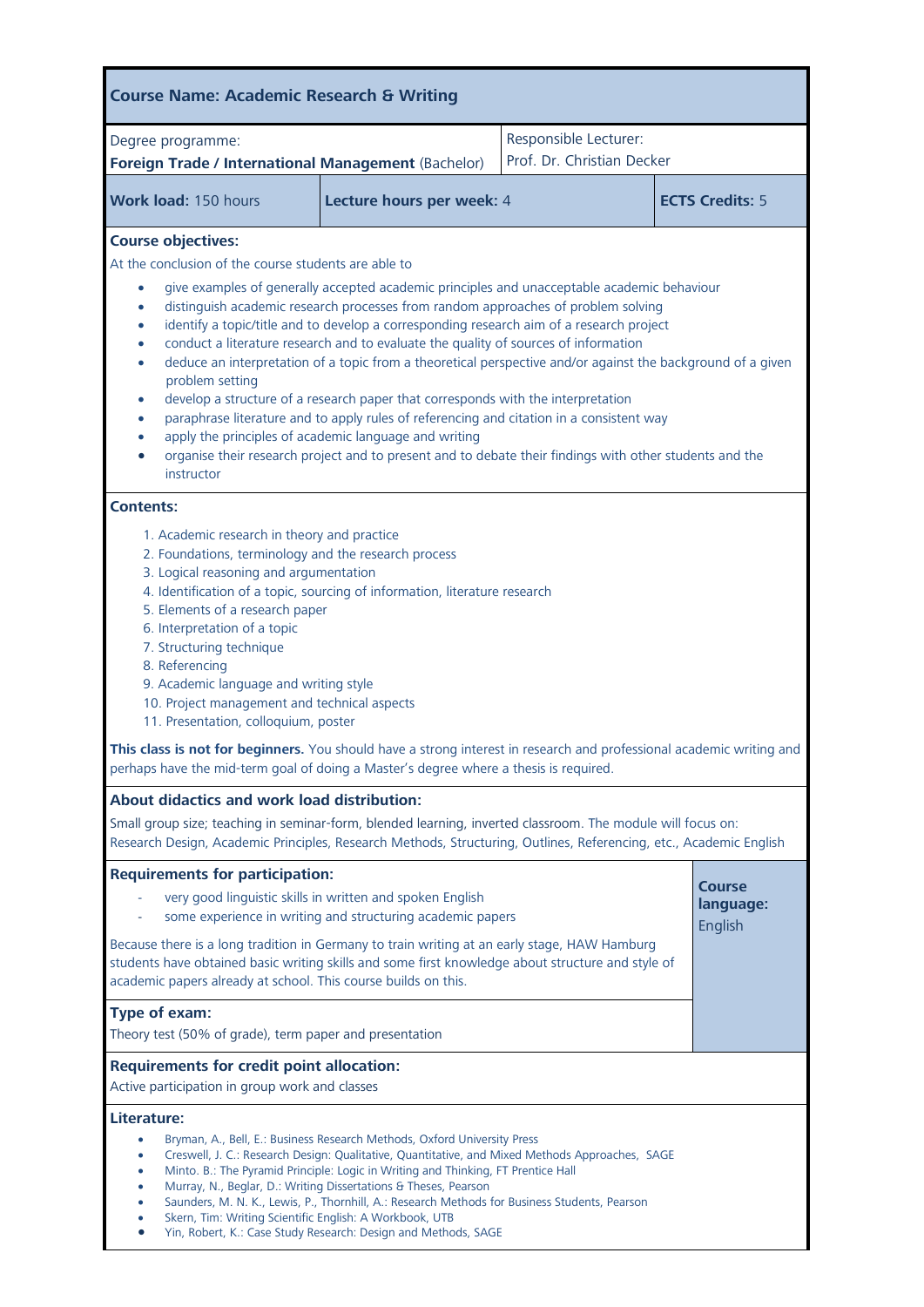## Course Name: Academic Research & Writing

| Degree programme: **Foreign Trade / International Management** (Bachelor) | Responsible Lecturer: Prof. Dr. Christian Decker | |
|---|---|---|
| **Work load:** 150 hours | **Lecture hours per week:** 4 | **ECTS Credits:** 5 |

### Course objectives:

At the conclusion of the course students are able to

- give examples of generally accepted academic principles and unacceptable academic behaviour
- distinguish academic research processes from random approaches of problem solving
- identify a topic/title and to develop a corresponding research aim of a research project
- conduct a literature research and to evaluate the quality of sources of information
- deduce an interpretation of a topic from a theoretical perspective and/or against the background of a given problem setting
- develop a structure of a research paper that corresponds with the interpretation
- paraphrase literature and to apply rules of referencing and citation in a consistent way
- apply the principles of academic language and writing
- organise their research project and to present and to debate their findings with other students and the instructor

### Contents:

1. Academic research in theory and practice
2. Foundations, terminology and the research process
3. Logical reasoning and argumentation
4. Identification of a topic, sourcing of information, literature research
5. Elements of a research paper
6. Interpretation of a topic
7. Structuring technique
8. Referencing
9. Academic language and writing style
10. Project management and technical aspects
11. Presentation, colloquium, poster

**This class is not for beginners.** You should have a strong interest in research and professional academic writing and perhaps have the mid-term goal of doing a Master's degree where a thesis is required.

### About didactics and work load distribution:

Small group size; teaching in seminar-form, blended learning, inverted classroom. The module will focus on: Research Design, Academic Principles, Research Methods, Structuring, Outlines, Referencing, etc., Academic English

### Requirements for participation:

- very good linguistic skills in written and spoken English
- some experience in writing and structuring academic papers

Because there is a long tradition in Germany to train writing at an early stage, HAW Hamburg students have obtained basic writing skills and some first knowledge about structure and style of academic papers already at school. This course builds on this.

**Course language:** English

### Type of exam:

Theory test (50% of grade), term paper and presentation

### Requirements for credit point allocation:

Active participation in group work and classes

### Literature:

- Bryman, A., Bell, E.: Business Research Methods, Oxford University Press
- Creswell, J. C.: Research Design: Qualitative, Quantitative, and Mixed Methods Approaches, SAGE
- Minto. B.: The Pyramid Principle: Logic in Writing and Thinking, FT Prentice Hall
- Murray, N., Beglar, D.: Writing Dissertations & Theses, Pearson
- Saunders, M. N. K., Lewis, P., Thornhill, A.: Research Methods for Business Students, Pearson
- Skern, Tim: Writing Scientific English: A Workbook, UTB
- Yin, Robert, K.: Case Study Research: Design and Methods, SAGE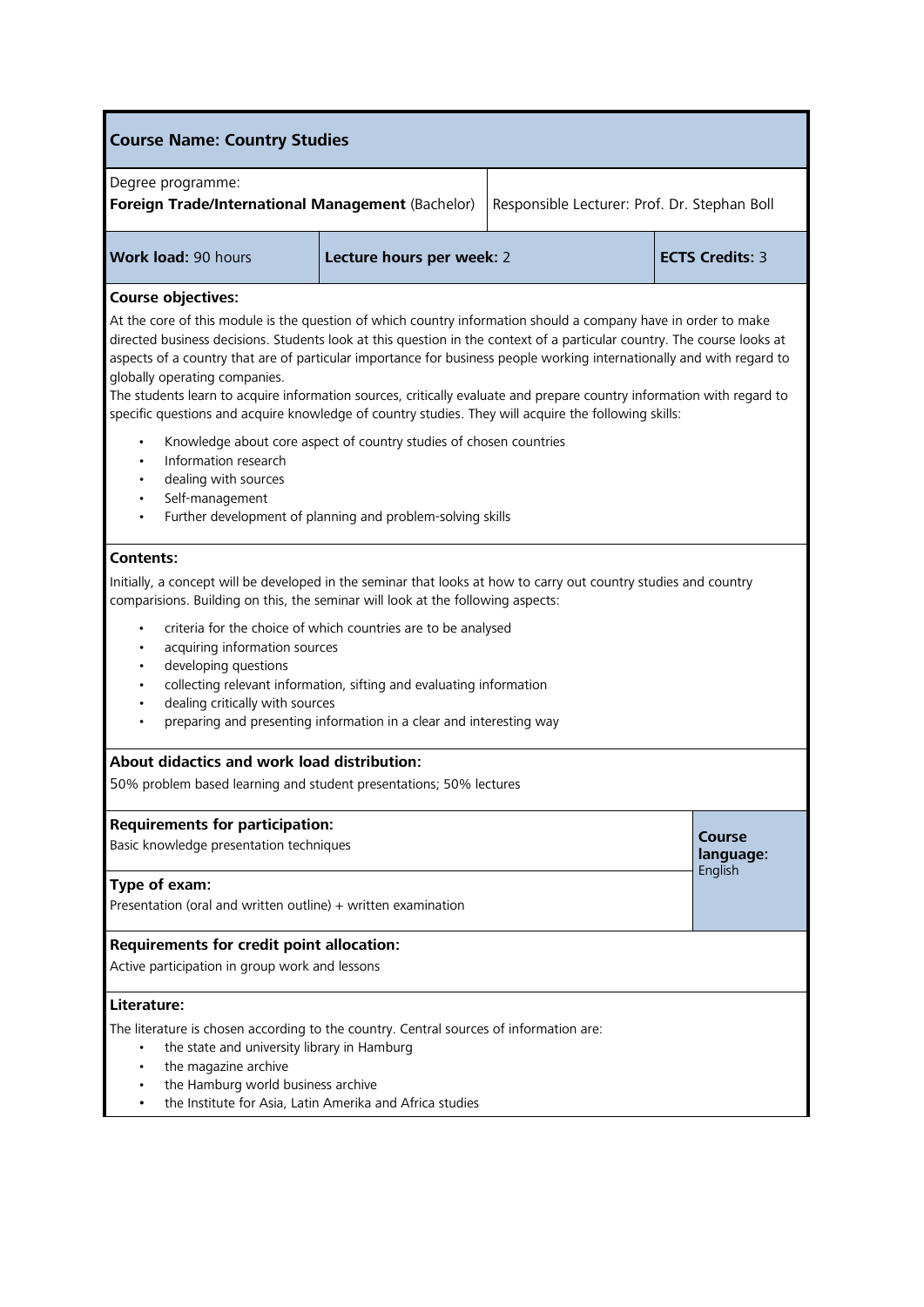## Course Name: Country Studies

Degree programme:
**Foreign Trade/International Management** (Bachelor)

Responsible Lecturer: Prof. Dr. Stephan Boll

| **Work load:** 90 hours | **Lecture hours per week:** 2 | **ECTS Credits:** 3 |
|---|---|---|

### Course objectives:

At the core of this module is the question of which country information should a company have in order to make directed business decisions. Students look at this question in the context of a particular country. The course looks at aspects of a country that are of particular importance for business people working internationally and with regard to globally operating companies.

The students learn to acquire information sources, critically evaluate and prepare country information with regard to specific questions and acquire knowledge of country studies. They will acquire the following skills:

- Knowledge about core aspect of country studies of chosen countries
- Information research
- dealing with sources
- Self-management
- Further development of planning and problem-solving skills

### Contents:

Initially, a concept will be developed in the seminar that looks at how to carry out country studies and country comparisions. Building on this, the seminar will look at the following aspects:

- criteria for the choice of which countries are to be analysed
- acquiring information sources
- developing questions
- collecting relevant information, sifting and evaluating information
- dealing critically with sources
- preparing and presenting information in a clear and interesting way

### About didactics and work load distribution:

50% problem based learning and student presentations; 50% lectures

### Requirements for participation:

Basic knowledge presentation techniques

### Type of exam:

Presentation (oral and written outline) + written examination

**Course language:** English

### Requirements for credit point allocation:

Active participation in group work and lessons

### Literature:

The literature is chosen according to the country. Central sources of information are:

- the state and university library in Hamburg
- the magazine archive
- the Hamburg world business archive
- the Institute for Asia, Latin Amerika and Africa studies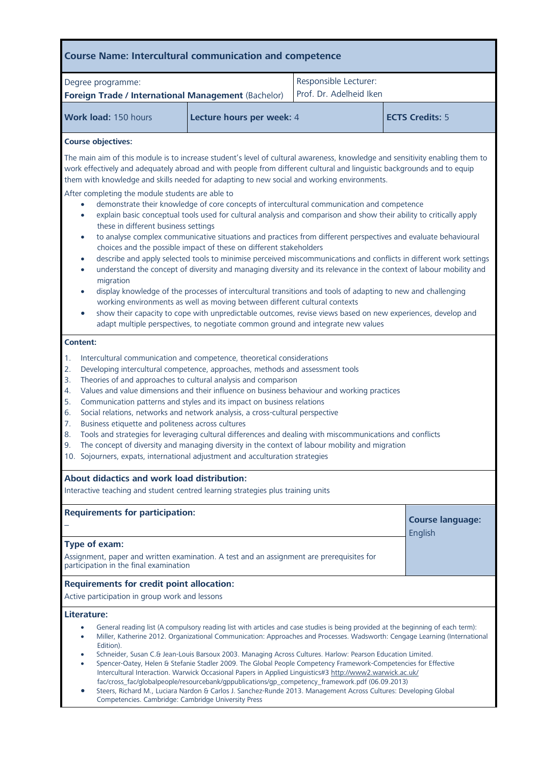## Course Name: Intercultural communication and competence

| Degree programme: **Foreign Trade / International Management** (Bachelor) | Responsible Lecturer: Prof. Dr. Adelheid Iken |
|---|---|

| **Work load:** 150 hours | **Lecture hours per week:** 4 | **ECTS Credits:** 5 |
|---|---|---|

**Course objectives:**

The main aim of this module is to increase student's level of cultural awareness, knowledge and sensitivity enabling them to work effectively and adequately abroad and with people from different cultural and linguistic backgrounds and to equip them with knowledge and skills needed for adapting to new social and working environments.

After completing the module students are able to

- demonstrate their knowledge of core concepts of intercultural communication and competence
- explain basic conceptual tools used for cultural analysis and comparison and show their ability to critically apply these in different business settings
- to analyse complex communicative situations and practices from different perspectives and evaluate behavioural choices and the possible impact of these on different stakeholders
- describe and apply selected tools to minimise perceived miscommunications and conflicts in different work settings
- understand the concept of diversity and managing diversity and its relevance in the context of labour mobility and migration
- display knowledge of the processes of intercultural transitions and tools of adapting to new and challenging working environments as well as moving between different cultural contexts
- show their capacity to cope with unpredictable outcomes, revise views based on new experiences, develop and adapt multiple perspectives, to negotiate common ground and integrate new values

**Content:**

1. Intercultural communication and competence, theoretical considerations
2. Developing intercultural competence, approaches, methods and assessment tools
3. Theories of and approaches to cultural analysis and comparison
4. Values and value dimensions and their influence on business behaviour and working practices
5. Communication patterns and styles and its impact on business relations
6. Social relations, networks and network analysis, a cross-cultural perspective
7. Business etiquette and politeness across cultures
8. Tools and strategies for leveraging cultural differences and dealing with miscommunications and conflicts
9. The concept of diversity and managing diversity in the context of labour mobility and migration
10. Sojourners, expats, international adjustment and acculturation strategies

**About didactics and work load distribution:**

Interactive teaching and student centred learning strategies plus training units

**Requirements for participation:**

–

**Course language:** English

**Type of exam:**

Assignment, paper and written examination. A test and an assignment are prerequisites for participation in the final examination

**Requirements for credit point allocation:**

Active participation in group work and lessons

**Literature:**

- General reading list (A compulsory reading list with articles and case studies is being provided at the beginning of each term):
- Miller, Katherine 2012. Organizational Communication: Approaches and Processes. Wadsworth: Cengage Learning (International Edition).
- Schneider, Susan C.& Jean-Louis Barsoux 2003. Managing Across Cultures. Harlow: Pearson Education Limited.
- Spencer-Oatey, Helen & Stefanie Stadler 2009. The Global People Competency Framework-Competencies for Effective Intercultural Interaction. Warwick Occasional Papers in Applied Linguistics#3 http://www2.warwick.ac.uk/fac/cross_fac/globalpeople/resourcebank/gppublications/gp_competency_framework.pdf (06.09.2013)
- Steers, Richard M., Luciara Nardon & Carlos J. Sanchez-Runde 2013. Management Across Cultures: Developing Global Competencies. Cambridge: Cambridge University Press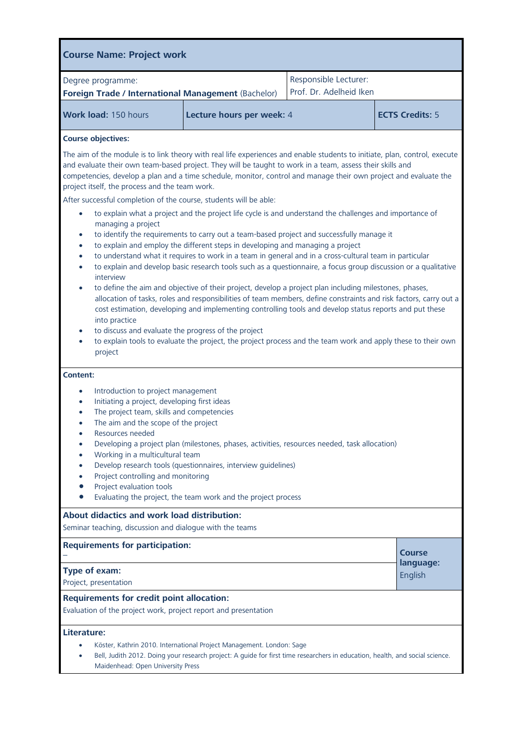## Course Name: Project work

| Degree programme: **Foreign Trade / International Management** (Bachelor) | | Responsible Lecturer: Prof. Dr. Adelheid Iken |
|---|---|---|
| **Work load:** 150 hours | **Lecture hours per week:** 4 | **ECTS Credits:** 5 |

**Course objectives:**

The aim of the module is to link theory with real life experiences and enable students to initiate, plan, control, execute and evaluate their own team-based project. They will be taught to work in a team, assess their skills and competencies, develop a plan and a time schedule, monitor, control and manage their own project and evaluate the project itself, the process and the team work.

After successful completion of the course, students will be able:

- to explain what a project and the project life cycle is and understand the challenges and importance of managing a project
- to identify the requirements to carry out a team-based project and successfully manage it
- to explain and employ the different steps in developing and managing a project
- to understand what it requires to work in a team in general and in a cross-cultural team in particular
- to explain and develop basic research tools such as a questionnaire, a focus group discussion or a qualitative interview
- to define the aim and objective of their project, develop a project plan including milestones, phases, allocation of tasks, roles and responsibilities of team members, define constraints and risk factors, carry out a cost estimation, developing and implementing controlling tools and develop status reports and put these into practice
- to discuss and evaluate the progress of the project
- to explain tools to evaluate the project, the project process and the team work and apply these to their own project

**Content:**

- Introduction to project management
- Initiating a project, developing first ideas
- The project team, skills and competencies
- The aim and the scope of the project
- Resources needed
- Developing a project plan (milestones, phases, activities, resources needed, task allocation)
- Working in a multicultural team
- Develop research tools (questionnaires, interview guidelines)
- Project controlling and monitoring
- Project evaluation tools
- Evaluating the project, the team work and the project process

**About didactics and work load distribution:**

Seminar teaching, discussion and dialogue with the teams

**Requirements for participation:**

–

**Type of exam:**

Project, presentation

**Course language:** English

**Requirements for credit point allocation:**

Evaluation of the project work, project report and presentation

**Literature:**

- Köster, Kathrin 2010. International Project Management. London: Sage
- Bell, Judith 2012. Doing your research project: A guide for first time researchers in education, health, and social science. Maidenhead: Open University Press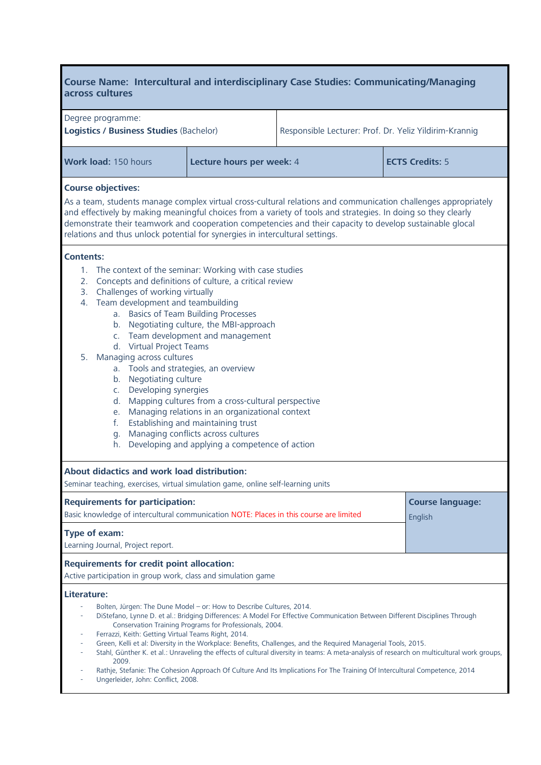## Course Name: Intercultural and interdisciplinary Case Studies: Communicating/Managing across cultures

| Degree programme: **Logistics / Business Studies** (Bachelor) | Responsible Lecturer: Prof. Dr. Yeliz Yildirim-Krannig |
|---|---|

| **Work load:** 150 hours | **Lecture hours per week:** 4 | **ECTS Credits:** 5 |
|---|---|---|

**Course objectives:**

As a team, students manage complex virtual cross-cultural relations and communication challenges appropriately and effectively by making meaningful choices from a variety of tools and strategies. In doing so they clearly demonstrate their teamwork and cooperation competencies and their capacity to develop sustainable glocal relations and thus unlock potential for synergies in intercultural settings.

**Contents:**

1. The context of the seminar: Working with case studies
2. Concepts and definitions of culture, a critical review
3. Challenges of working virtually
4. Team development and teambuilding
   a. Basics of Team Building Processes
   b. Negotiating culture, the MBI-approach
   c. Team development and management
   d. Virtual Project Teams
5. Managing across cultures
   a. Tools and strategies, an overview
   b. Negotiating culture
   c. Developing synergies
   d. Mapping cultures from a cross-cultural perspective
   e. Managing relations in an organizational context
   f. Establishing and maintaining trust
   g. Managing conflicts across cultures
   h. Developing and applying a competence of action

**About didactics and work load distribution:**

Seminar teaching, exercises, virtual simulation game, online self-learning units

**Requirements for participation:**

Basic knowledge of intercultural communication NOTE: Places in this course are limited

**Course language:** English

**Type of exam:**

Learning Journal, Project report.

**Requirements for credit point allocation:**

Active participation in group work, class and simulation game

**Literature:**

- Bolten, Jürgen: The Dune Model – or: How to Describe Cultures, 2014.
- DiStefano, Lynne D. et al.: Bridging Differences: A Model For Effective Communication Between Different Disciplines Through Conservation Training Programs for Professionals, 2004.
- Ferrazzi, Keith: Getting Virtual Teams Right, 2014.
- Green, Kelli et al: Diversity in the Workplace: Benefits, Challenges, and the Required Managerial Tools, 2015.
- Stahl, Günther K. et al.: Unraveling the effects of cultural diversity in teams: A meta-analysis of research on multicultural work groups, 2009.
- Rathje, Stefanie: The Cohesion Approach Of Culture And Its Implications For The Training Of Intercultural Competence, 2014
- Ungerleider, John: Conflict, 2008.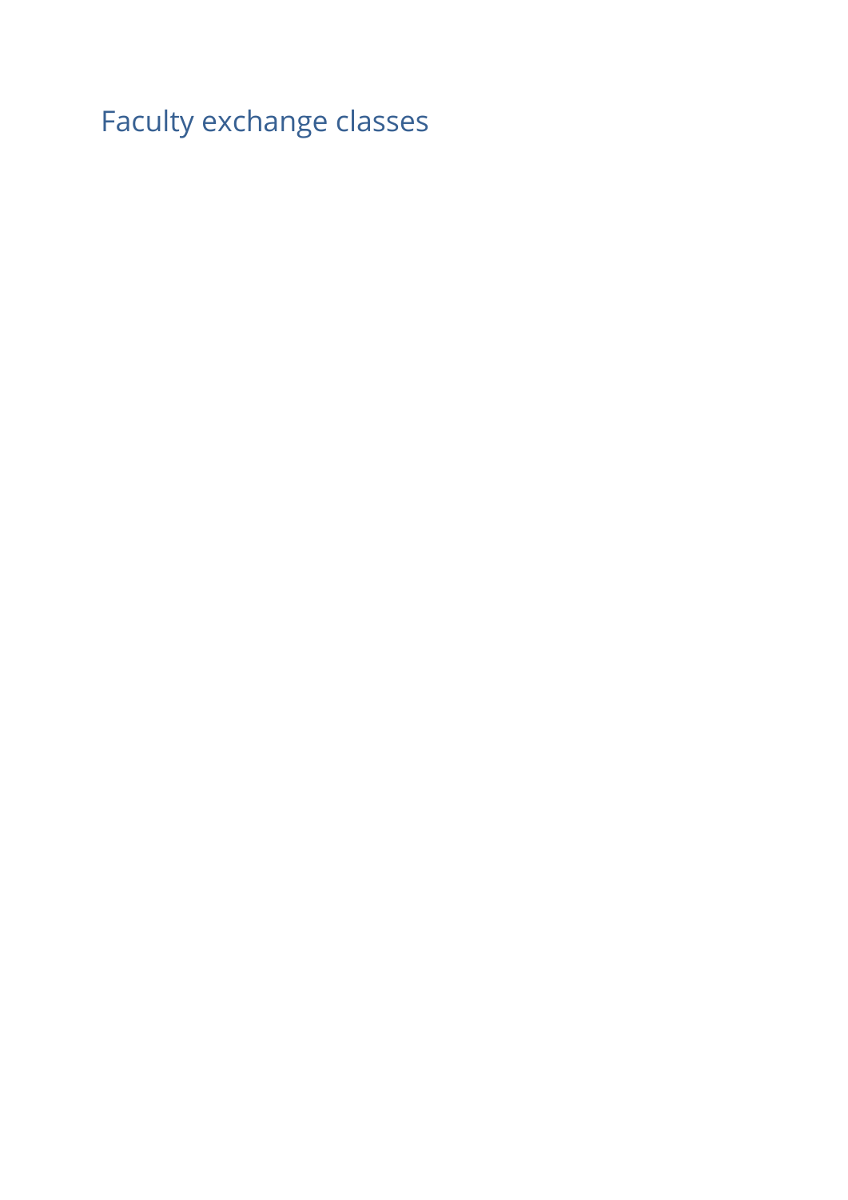# Faculty exchange classes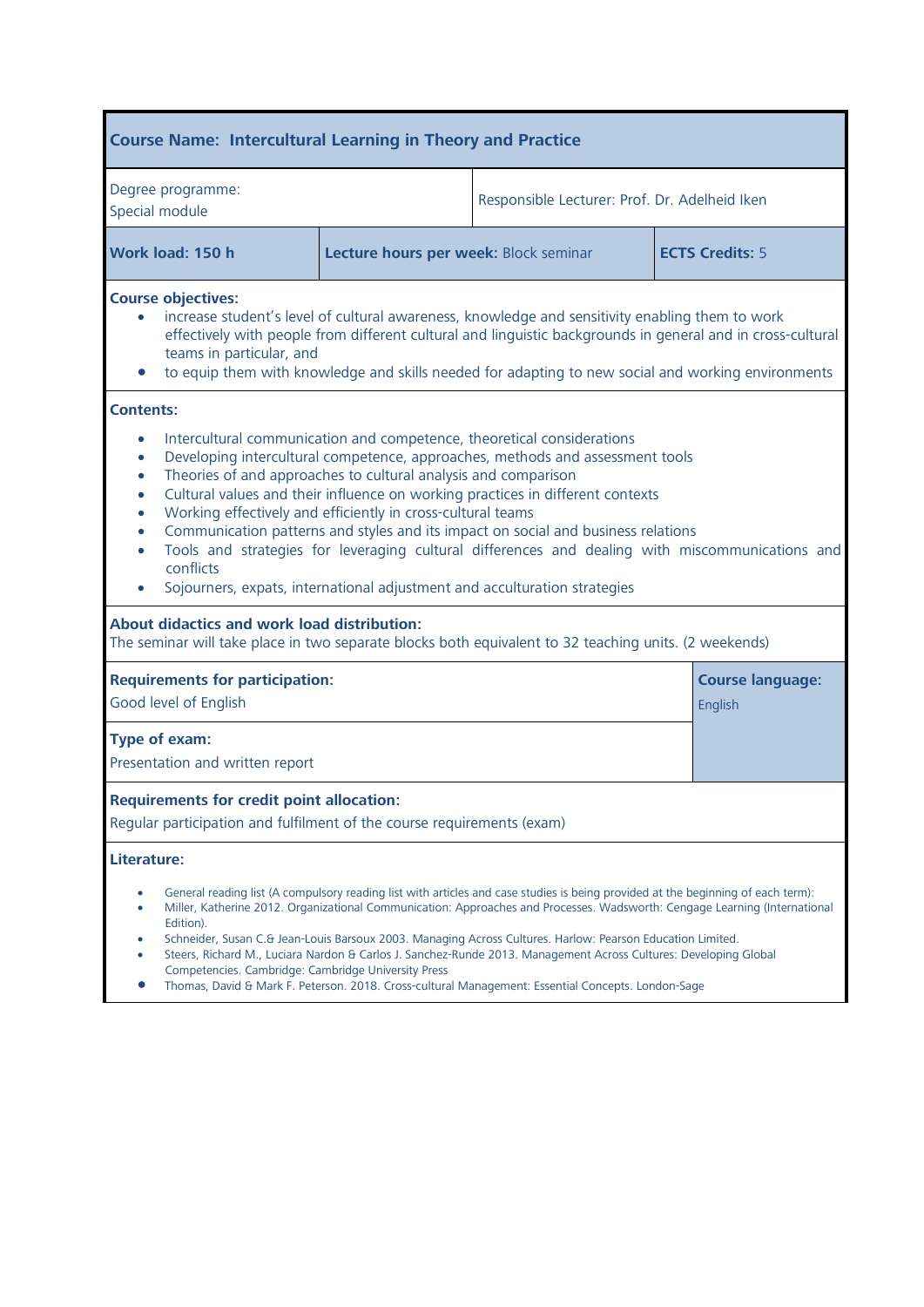## Course Name: Intercultural Learning in Theory and Practice

| Degree programme: Special module | | Responsible Lecturer: Prof. Dr. Adelheid Iken |
|---|---|---|
| **Work load: 150 h** | **Lecture hours per week:** Block seminar | **ECTS Credits:** 5 |

**Course objectives:**

- increase student's level of cultural awareness, knowledge and sensitivity enabling them to work effectively with people from different cultural and linguistic backgrounds in general and in cross-cultural teams in particular, and
- to equip them with knowledge and skills needed for adapting to new social and working environments

**Contents:**

- Intercultural communication and competence, theoretical considerations
- Developing intercultural competence, approaches, methods and assessment tools
- Theories of and approaches to cultural analysis and comparison
- Cultural values and their influence on working practices in different contexts
- Working effectively and efficiently in cross-cultural teams
- Communication patterns and styles and its impact on social and business relations
- Tools and strategies for leveraging cultural differences and dealing with miscommunications and conflicts
- Sojourners, expats, international adjustment and acculturation strategies

**About didactics and work load distribution:**
The seminar will take place in two separate blocks both equivalent to 32 teaching units. (2 weekends)

| **Requirements for participation:** Good level of English | **Course language:** English |
|---|---|
| **Type of exam:** Presentation and written report | |

**Requirements for credit point allocation:**
Regular participation and fulfilment of the course requirements (exam)

**Literature:**

- General reading list (A compulsory reading list with articles and case studies is being provided at the beginning of each term):
- Miller, Katherine 2012. Organizational Communication: Approaches and Processes. Wadsworth: Cengage Learning (International Edition).
- Schneider, Susan C.& Jean-Louis Barsoux 2003. Managing Across Cultures. Harlow: Pearson Education Limited.
- Steers, Richard M., Luciara Nardon & Carlos J. Sanchez-Runde 2013. Management Across Cultures: Developing Global Competencies. Cambridge: Cambridge University Press
- Thomas, David & Mark F. Peterson. 2018. Cross-cultural Management: Essential Concepts. London-Sage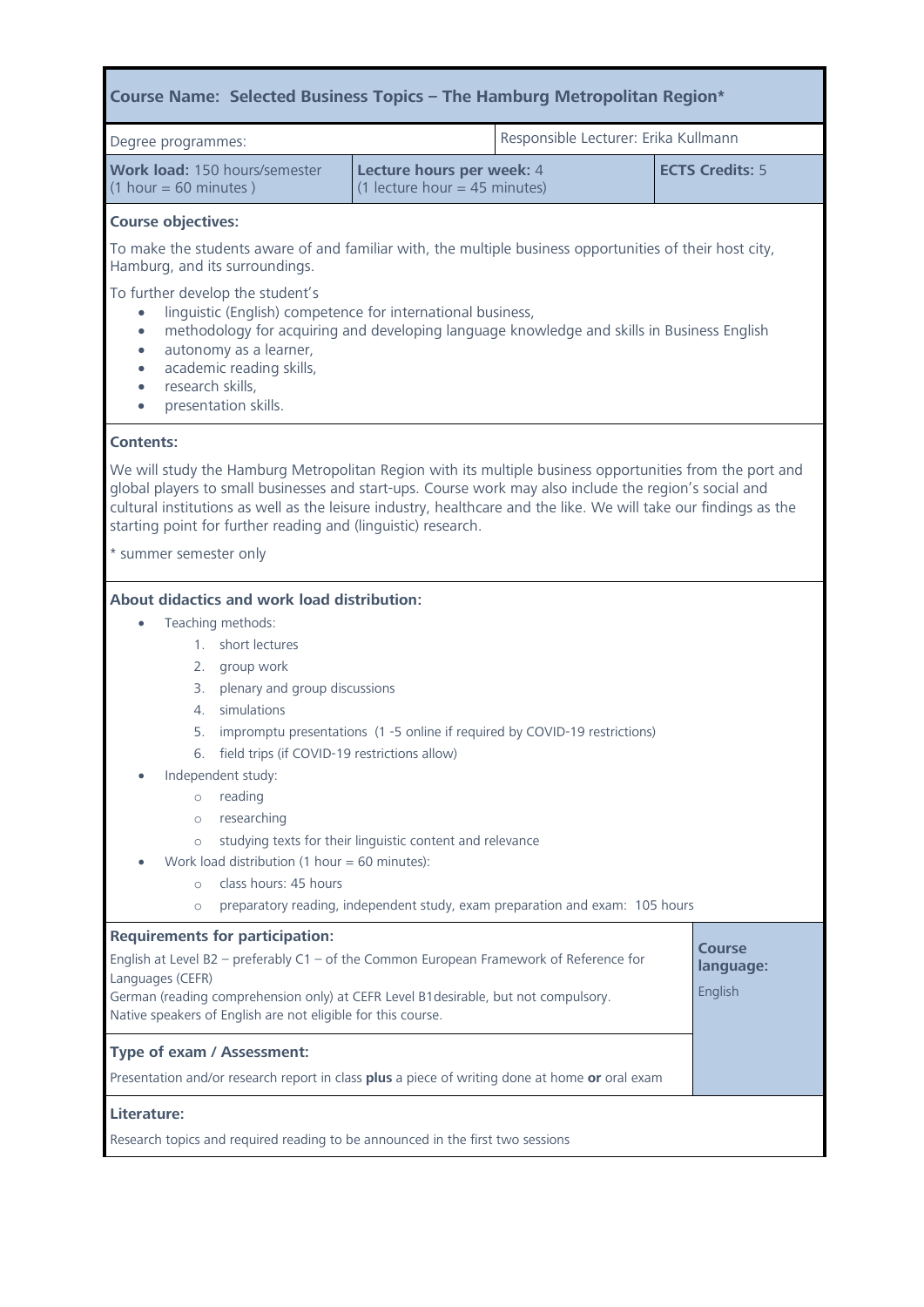## Course Name: Selected Business Topics – The Hamburg Metropolitan Region*

| Degree programmes: | | Responsible Lecturer: Erika Kullmann |
|---|---|---|
| **Work load:** 150 hours/semester (1 hour = 60 minutes ) | **Lecture hours per week:** 4 (1 lecture hour = 45 minutes) | **ECTS Credits:** 5 |

**Course objectives:**

To make the students aware of and familiar with, the multiple business opportunities of their host city, Hamburg, and its surroundings.

To further develop the student's

- linguistic (English) competence for international business,
- methodology for acquiring and developing language knowledge and skills in Business English
- autonomy as a learner,
- academic reading skills,
- research skills,
- presentation skills.

**Contents:**

We will study the Hamburg Metropolitan Region with its multiple business opportunities from the port and global players to small businesses and start-ups. Course work may also include the region's social and cultural institutions as well as the leisure industry, healthcare and the like. We will take our findings as the starting point for further reading and (linguistic) research.

* summer semester only

**About didactics and work load distribution:**

- Teaching methods:
  1. short lectures
  2. group work
  3. plenary and group discussions
  4. simulations
  5. impromptu presentations (1 -5 online if required by COVID-19 restrictions)
  6. field trips (if COVID-19 restrictions allow)
- Independent study:
  - reading
  - researching
  - studying texts for their linguistic content and relevance
- Work load distribution (1 hour = 60 minutes):
  - class hours: 45 hours
  - preparatory reading, independent study, exam preparation and exam: 105 hours

**Requirements for participation:**

English at Level B2 – preferably C1 – of the Common European Framework of Reference for Languages (CEFR)
German (reading comprehension only) at CEFR Level B1desirable, but not compulsory.
Native speakers of English are not eligible for this course.

**Course language:** English

**Type of exam / Assessment:**

Presentation and/or research report in class **plus** a piece of writing done at home **or** oral exam

**Literature:**

Research topics and required reading to be announced in the first two sessions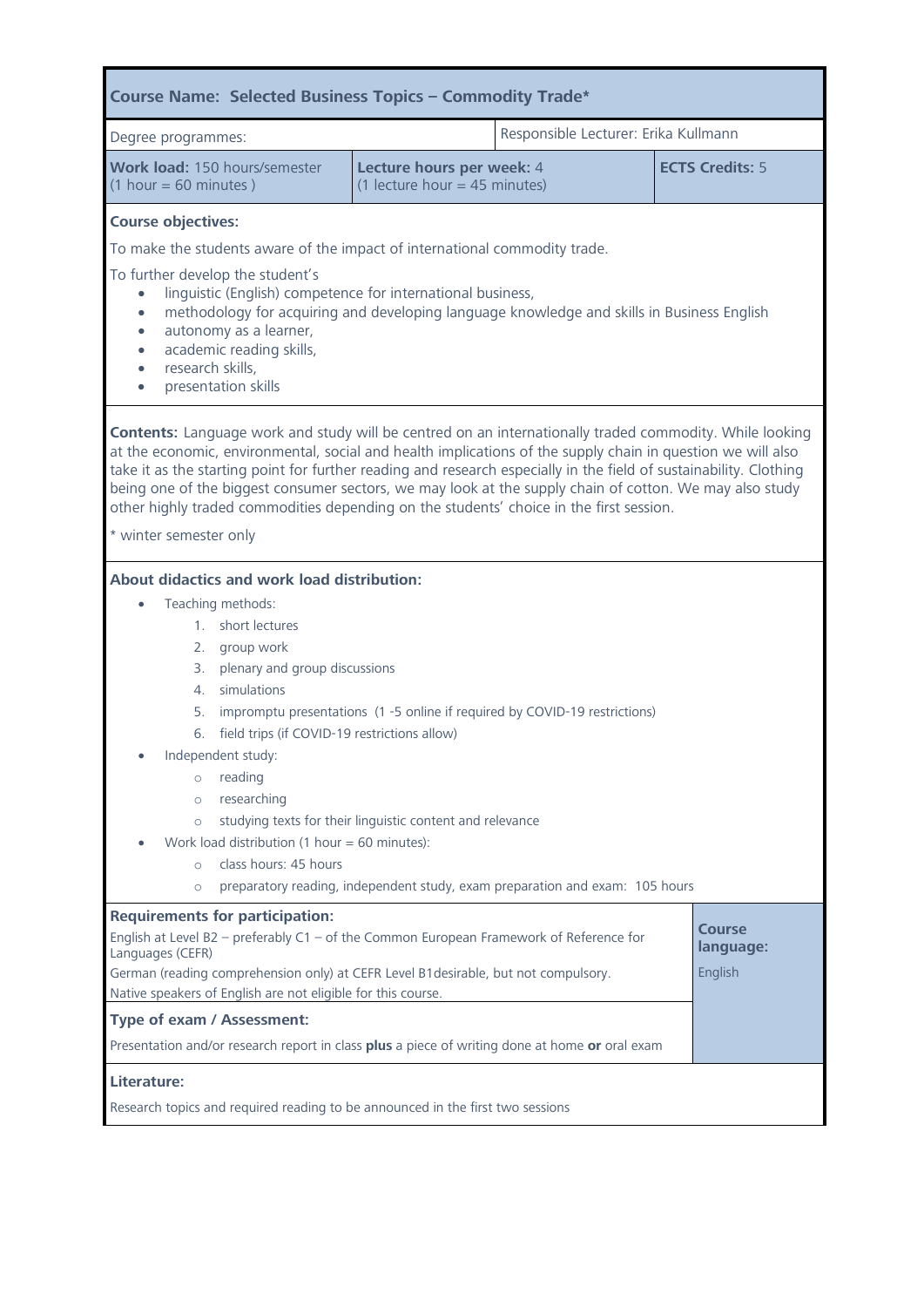## Course Name: Selected Business Topics – Commodity Trade*

| | | |
|---|---|---|
| Degree programmes: | Responsible Lecturer: Erika Kullmann | |
| **Work load:** 150 hours/semester (1 hour = 60 minutes ) | **Lecture hours per week:** 4 (1 lecture hour = 45 minutes) | **ECTS Credits:** 5 |

**Course objectives:**

To make the students aware of the impact of international commodity trade.

To further develop the student's

- linguistic (English) competence for international business,
- methodology for acquiring and developing language knowledge and skills in Business English
- autonomy as a learner,
- academic reading skills,
- research skills,
- presentation skills

**Contents:** Language work and study will be centred on an internationally traded commodity. While looking at the economic, environmental, social and health implications of the supply chain in question we will also take it as the starting point for further reading and research especially in the field of sustainability. Clothing being one of the biggest consumer sectors, we may look at the supply chain of cotton. We may also study other highly traded commodities depending on the students' choice in the first session.

* winter semester only

**About didactics and work load distribution:**

- Teaching methods:
  1. short lectures
  2. group work
  3. plenary and group discussions
  4. simulations
  5. impromptu presentations (1 -5 online if required by COVID-19 restrictions)
  6. field trips (if COVID-19 restrictions allow)
- Independent study:
  - reading
  - researching
  - studying texts for their linguistic content and relevance
- Work load distribution (1 hour = 60 minutes):
  - class hours: 45 hours
  - preparatory reading, independent study, exam preparation and exam: 105 hours

**Requirements for participation:**

English at Level B2 – preferably C1 – of the Common European Framework of Reference for Languages (CEFR)

German (reading comprehension only) at CEFR Level B1desirable, but not compulsory.

Native speakers of English are not eligible for this course.

**Course language:** English

**Type of exam / Assessment:**

Presentation and/or research report in class **plus** a piece of writing done at home **or** oral exam

**Literature:**

Research topics and required reading to be announced in the first two sessions